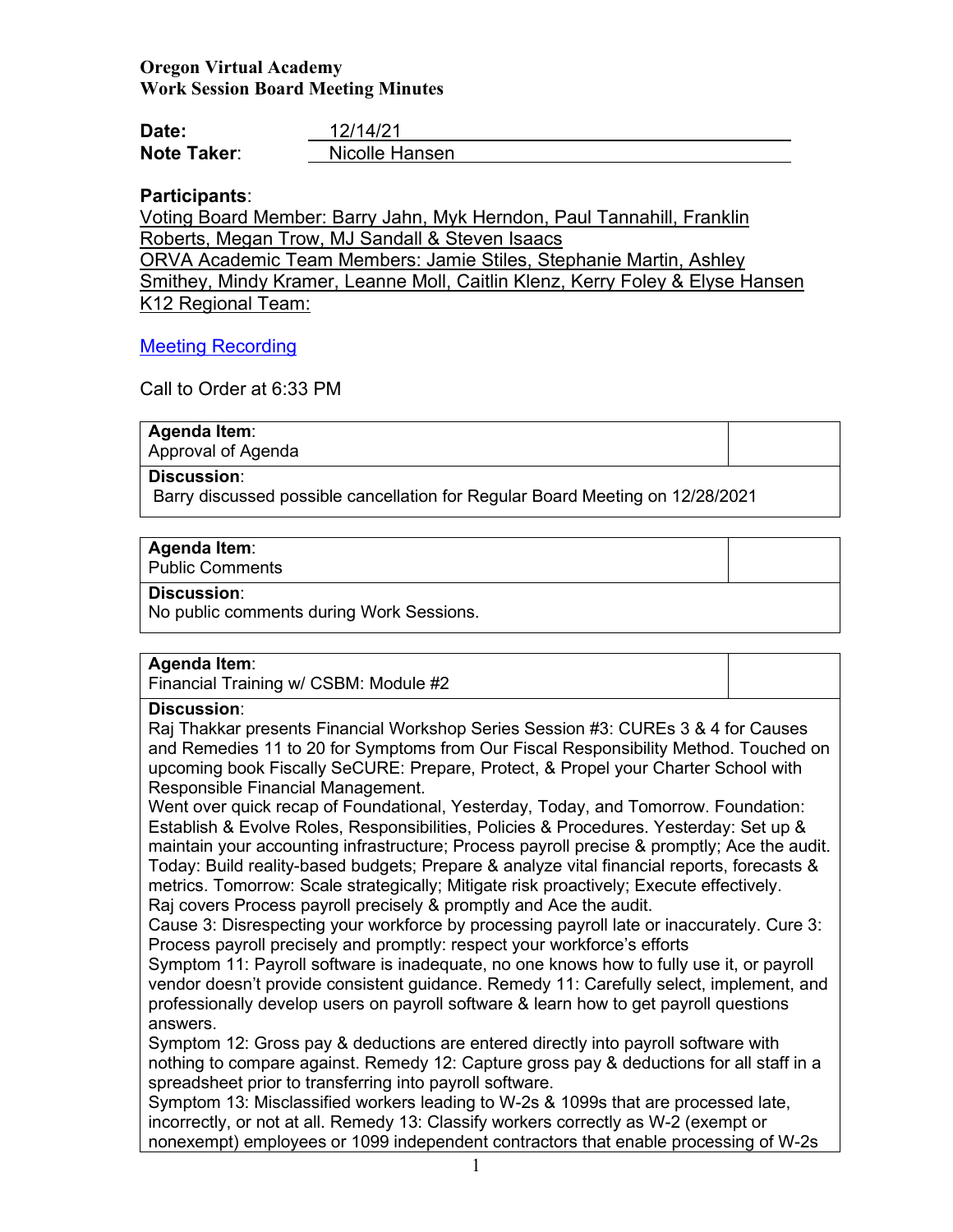**Oregon Virtual Academy**
**Work Session Board Meeting Minutes**

| | |
|---|---|
| **Date:** | 12/14/21 |
| **Note Taker**: | Nicolle Hansen |

**Participants**:

Voting Board Member: Barry Jahn, Myk Herndon, Paul Tannahill, Franklin Roberts, Megan Trow, MJ Sandall & Steven Isaacs
ORVA Academic Team Members: Jamie Stiles, Stephanie Martin, Ashley Smithey, Mindy Kramer, Leanne Moll, Caitlin Klenz, Kerry Foley & Elyse Hansen
K12 Regional Team:

Meeting Recording

Call to Order at 6:33 PM

| **Agenda Item**: Approval of Agenda | |
|---|---|
| **Discussion**: Barry discussed possible cancellation for Regular Board Meeting on 12/28/2021 | |

| **Agenda Item**: Public Comments | |
|---|---|
| **Discussion**: No public comments during Work Sessions. | |

| **Agenda Item**: Financial Training w/ CSBM: Module #2 | |
|---|---|

**Discussion**:

Raj Thakkar presents Financial Workshop Series Session #3: CUREs 3 & 4 for Causes and Remedies 11 to 20 for Symptoms from Our Fiscal Responsibility Method. Touched on upcoming book Fiscally SeCURE: Prepare, Protect, & Propel your Charter School with Responsible Financial Management.

Went over quick recap of Foundational, Yesterday, Today, and Tomorrow. Foundation: Establish & Evolve Roles, Responsibilities, Policies & Procedures. Yesterday: Set up & maintain your accounting infrastructure; Process payroll precise & promptly; Ace the audit. Today: Build reality-based budgets; Prepare & analyze vital financial reports, forecasts & metrics. Tomorrow: Scale strategically; Mitigate risk proactively; Execute effectively.

Raj covers Process payroll precisely & promptly and Ace the audit.

Cause 3: Disrespecting your workforce by processing payroll late or inaccurately. Cure 3: Process payroll precisely and promptly: respect your workforce's efforts

Symptom 11: Payroll software is inadequate, no one knows how to fully use it, or payroll vendor doesn't provide consistent guidance. Remedy 11: Carefully select, implement, and professionally develop users on payroll software & learn how to get payroll questions answers.

Symptom 12: Gross pay & deductions are entered directly into payroll software with nothing to compare against. Remedy 12: Capture gross pay & deductions for all staff in a spreadsheet prior to transferring into payroll software.

Symptom 13: Misclassified workers leading to W-2s & 1099s that are processed late, incorrectly, or not at all. Remedy 13: Classify workers correctly as W-2 (exempt or nonexempt) employees or 1099 independent contractors that enable processing of W-2s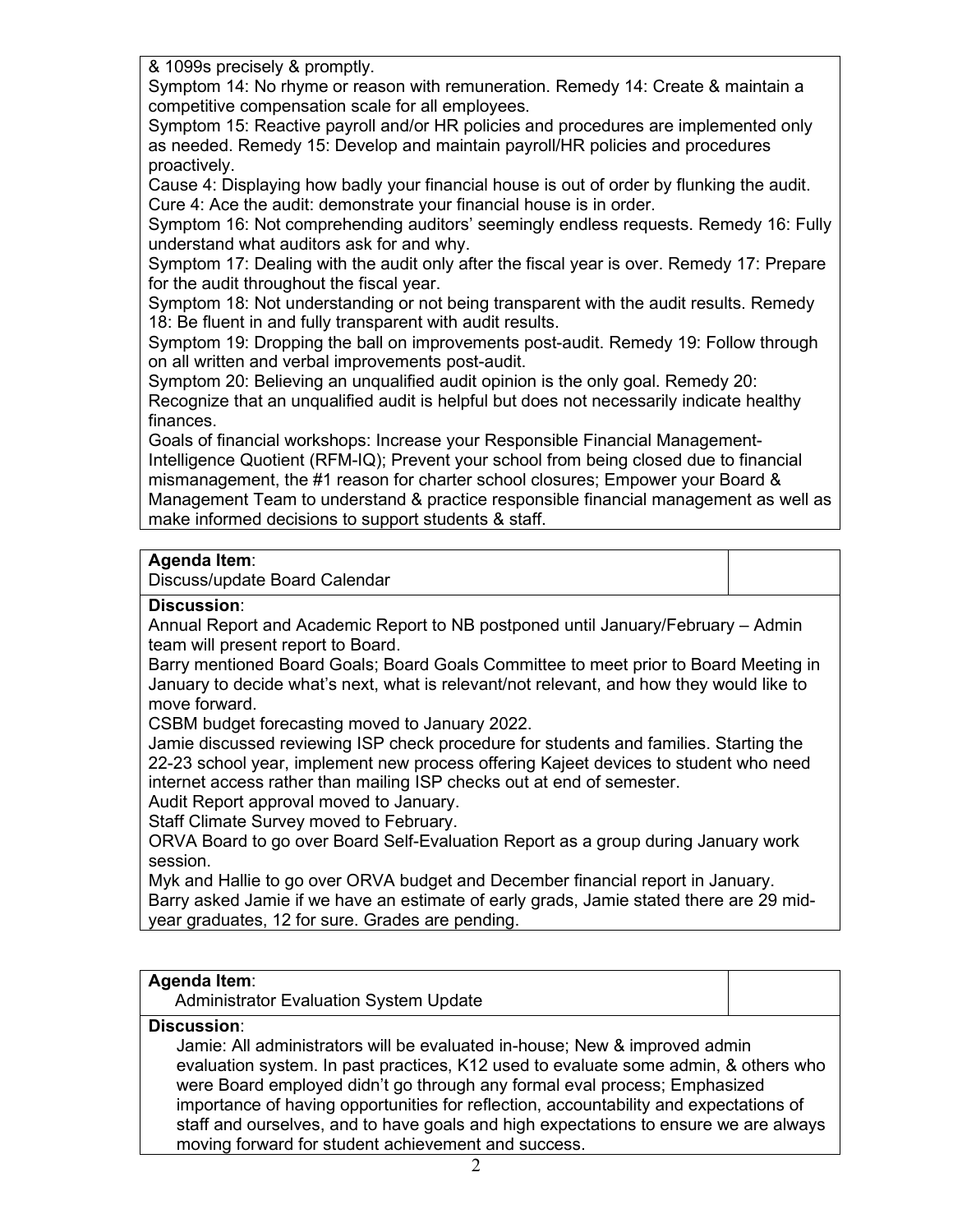& 1099s precisely & promptly.
Symptom 14: No rhyme or reason with remuneration. Remedy 14: Create & maintain a competitive compensation scale for all employees.
Symptom 15: Reactive payroll and/or HR policies and procedures are implemented only as needed. Remedy 15: Develop and maintain payroll/HR policies and procedures proactively.
Cause 4: Displaying how badly your financial house is out of order by flunking the audit. Cure 4: Ace the audit: demonstrate your financial house is in order.
Symptom 16: Not comprehending auditors' seemingly endless requests. Remedy 16: Fully understand what auditors ask for and why.
Symptom 17: Dealing with the audit only after the fiscal year is over. Remedy 17: Prepare for the audit throughout the fiscal year.
Symptom 18: Not understanding or not being transparent with the audit results. Remedy 18: Be fluent in and fully transparent with audit results.
Symptom 19: Dropping the ball on improvements post-audit. Remedy 19: Follow through on all written and verbal improvements post-audit.
Symptom 20: Believing an unqualified audit opinion is the only goal. Remedy 20: Recognize that an unqualified audit is helpful but does not necessarily indicate healthy finances.
Goals of financial workshops: Increase your Responsible Financial Management-Intelligence Quotient (RFM-IQ); Prevent your school from being closed due to financial mismanagement, the #1 reason for charter school closures; Empower your Board & Management Team to understand & practice responsible financial management as well as make informed decisions to support students & staff.

**Agenda Item**:
Discuss/update Board Calendar

**Discussion**:
Annual Report and Academic Report to NB postponed until January/February – Admin team will present report to Board.
Barry mentioned Board Goals; Board Goals Committee to meet prior to Board Meeting in January to decide what's next, what is relevant/not relevant, and how they would like to move forward.
CSBM budget forecasting moved to January 2022.
Jamie discussed reviewing ISP check procedure for students and families. Starting the 22-23 school year, implement new process offering Kajeet devices to student who need internet access rather than mailing ISP checks out at end of semester.
Audit Report approval moved to January.
Staff Climate Survey moved to February.
ORVA Board to go over Board Self-Evaluation Report as a group during January work session.
Myk and Hallie to go over ORVA budget and December financial report in January.
Barry asked Jamie if we have an estimate of early grads, Jamie stated there are 29 mid-year graduates, 12 for sure. Grades are pending.

**Agenda Item**:
Administrator Evaluation System Update

**Discussion**:
Jamie: All administrators will be evaluated in-house; New & improved admin evaluation system. In past practices, K12 used to evaluate some admin, & others who were Board employed didn't go through any formal eval process; Emphasized importance of having opportunities for reflection, accountability and expectations of staff and ourselves, and to have goals and high expectations to ensure we are always moving forward for student achievement and success.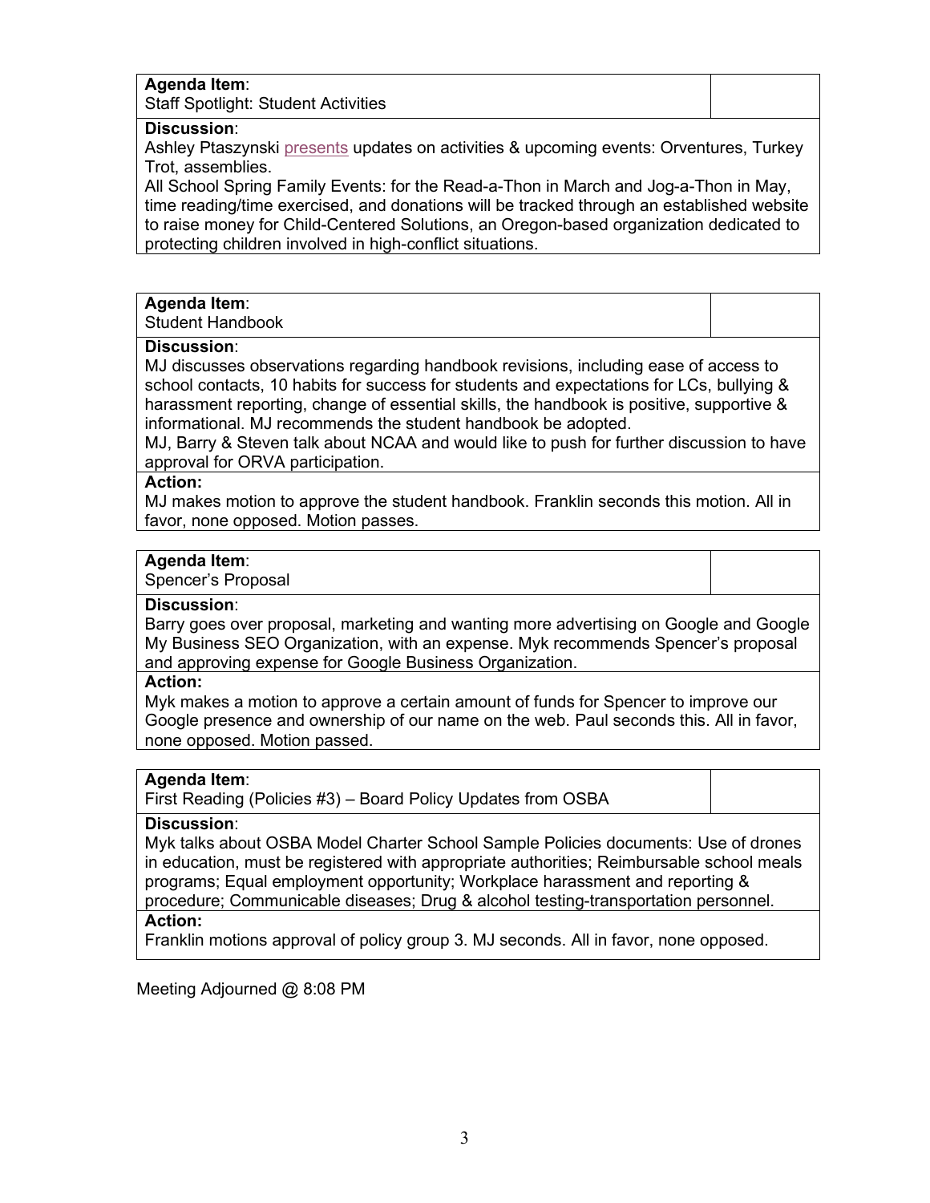| **Agenda Item**:<br>Staff Spotlight: Student Activities | |
|---|---|
| **Discussion**:<br>Ashley Ptaszynski presents updates on activities & upcoming events: Orventures, Turkey Trot, assemblies.<br>All School Spring Family Events: for the Read-a-Thon in March and Jog-a-Thon in May, time reading/time exercised, and donations will be tracked through an established website to raise money for Child-Centered Solutions, an Oregon-based organization dedicated to protecting children involved in high-conflict situations. | |

| **Agenda Item**:<br>Student Handbook | |
|---|---|
| **Discussion**:<br>MJ discusses observations regarding handbook revisions, including ease of access to school contacts, 10 habits for success for students and expectations for LCs, bullying & harassment reporting, change of essential skills, the handbook is positive, supportive & informational. MJ recommends the student handbook be adopted.<br>MJ, Barry & Steven talk about NCAA and would like to push for further discussion to have approval for ORVA participation. | |
| **Action:**<br>MJ makes motion to approve the student handbook. Franklin seconds this motion. All in favor, none opposed. Motion passes. | |

| **Agenda Item**:<br>Spencer's Proposal | |
|---|---|
| **Discussion**:<br>Barry goes over proposal, marketing and wanting more advertising on Google and Google My Business SEO Organization, with an expense. Myk recommends Spencer's proposal and approving expense for Google Business Organization. | |
| **Action:**<br>Myk makes a motion to approve a certain amount of funds for Spencer to improve our Google presence and ownership of our name on the web. Paul seconds this. All in favor, none opposed. Motion passed. | |

| **Agenda Item**:<br>First Reading (Policies #3) – Board Policy Updates from OSBA | |
|---|---|
| **Discussion**:<br>Myk talks about OSBA Model Charter School Sample Policies documents: Use of drones in education, must be registered with appropriate authorities; Reimbursable school meals programs; Equal employment opportunity; Workplace harassment and reporting & procedure; Communicable diseases; Drug & alcohol testing-transportation personnel. | |
| **Action:**<br>Franklin motions approval of policy group 3. MJ seconds. All in favor, none opposed. | |

Meeting Adjourned @ 8:08 PM